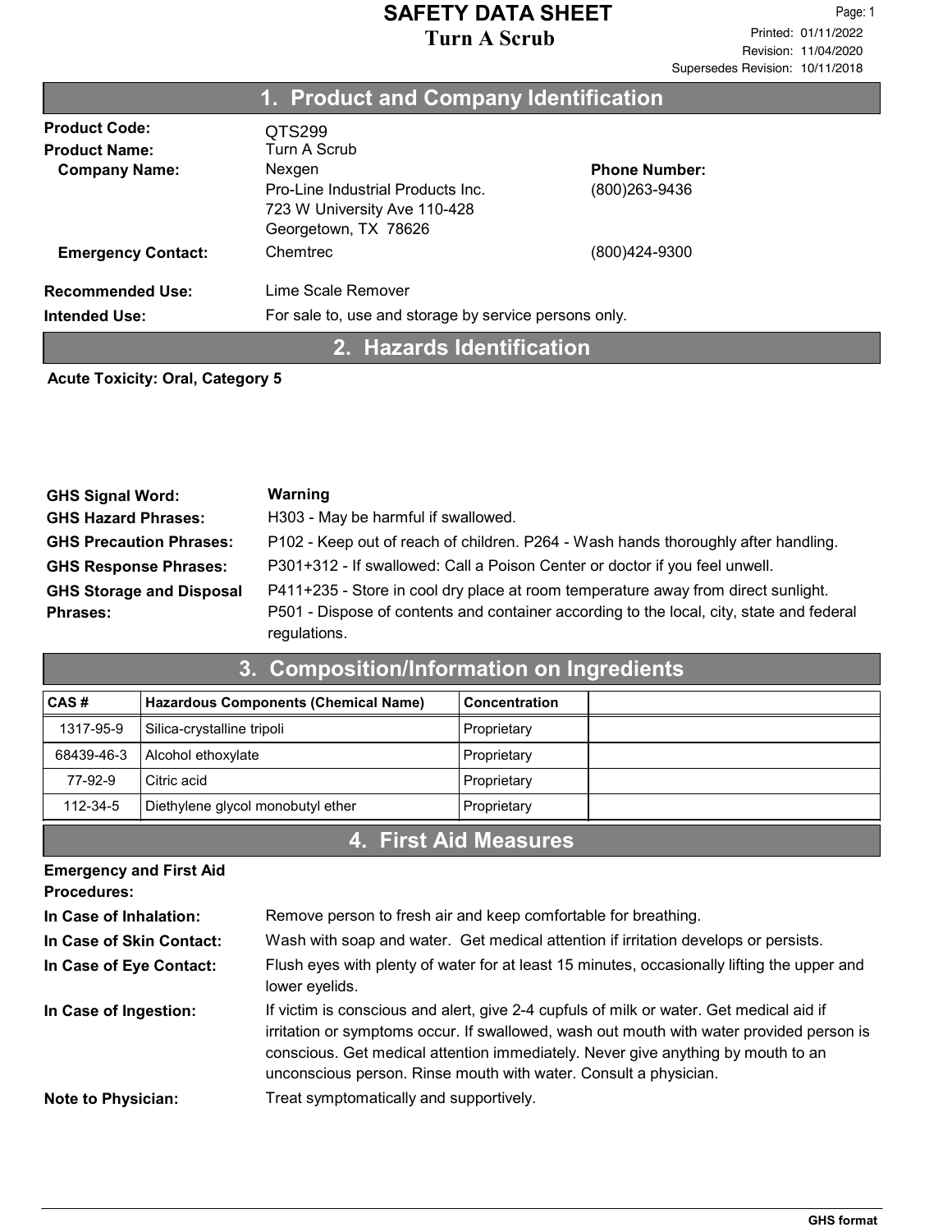# SAFETY DATA SHEET
## Turn A Scrub

Printed: 01/11/2022
Revision: 11/04/2020
Supersedes Revision: 10/11/2018

## 1. Product and Company Identification

**Product Code:** QTS299

**Product Name:** Turn A Scrub

**Company Name:** Nexgen
Pro-Line Industrial Products Inc.
723 W University Ave 110-428
Georgetown, TX 78626

**Phone Number:** (800)263-9436

**Emergency Contact:** Chemtrec (800)424-9300

**Recommended Use:** Lime Scale Remover

**Intended Use:** For sale to, use and storage by service persons only.

## 2. Hazards Identification

**Acute Toxicity: Oral, Category 5**

**GHS Signal Word:** **Warning**

**GHS Hazard Phrases:** H303 - May be harmful if swallowed.

**GHS Precaution Phrases:** P102 - Keep out of reach of children. P264 - Wash hands thoroughly after handling.

**GHS Response Phrases:** P301+312 - If swallowed: Call a Poison Center or doctor if you feel unwell.

**GHS Storage and Disposal Phrases:** P411+235 - Store in cool dry place at room temperature away from direct sunlight.
P501 - Dispose of contents and container according to the local, city, state and federal regulations.

## 3. Composition/Information on Ingredients

| CAS # | Hazardous Components (Chemical Name) | Concentration | |
|---|---|---|---|
| 1317-95-9 | Silica-crystalline tripoli | Proprietary | |
| 68439-46-3 | Alcohol ethoxylate | Proprietary | |
| 77-92-9 | Citric acid | Proprietary | |
| 112-34-5 | Diethylene glycol monobutyl ether | Proprietary | |

## 4. First Aid Measures

**Emergency and First Aid Procedures:**

**In Case of Inhalation:** Remove person to fresh air and keep comfortable for breathing.

**In Case of Skin Contact:** Wash with soap and water. Get medical attention if irritation develops or persists.

**In Case of Eye Contact:** Flush eyes with plenty of water for at least 15 minutes, occasionally lifting the upper and lower eyelids.

**In Case of Ingestion:** If victim is conscious and alert, give 2-4 cupfuls of milk or water. Get medical aid if irritation or symptoms occur. If swallowed, wash out mouth with water provided person is conscious. Get medical attention immediately. Never give anything by mouth to an unconscious person. Rinse mouth with water. Consult a physician.

**Note to Physician:** Treat symptomatically and supportively.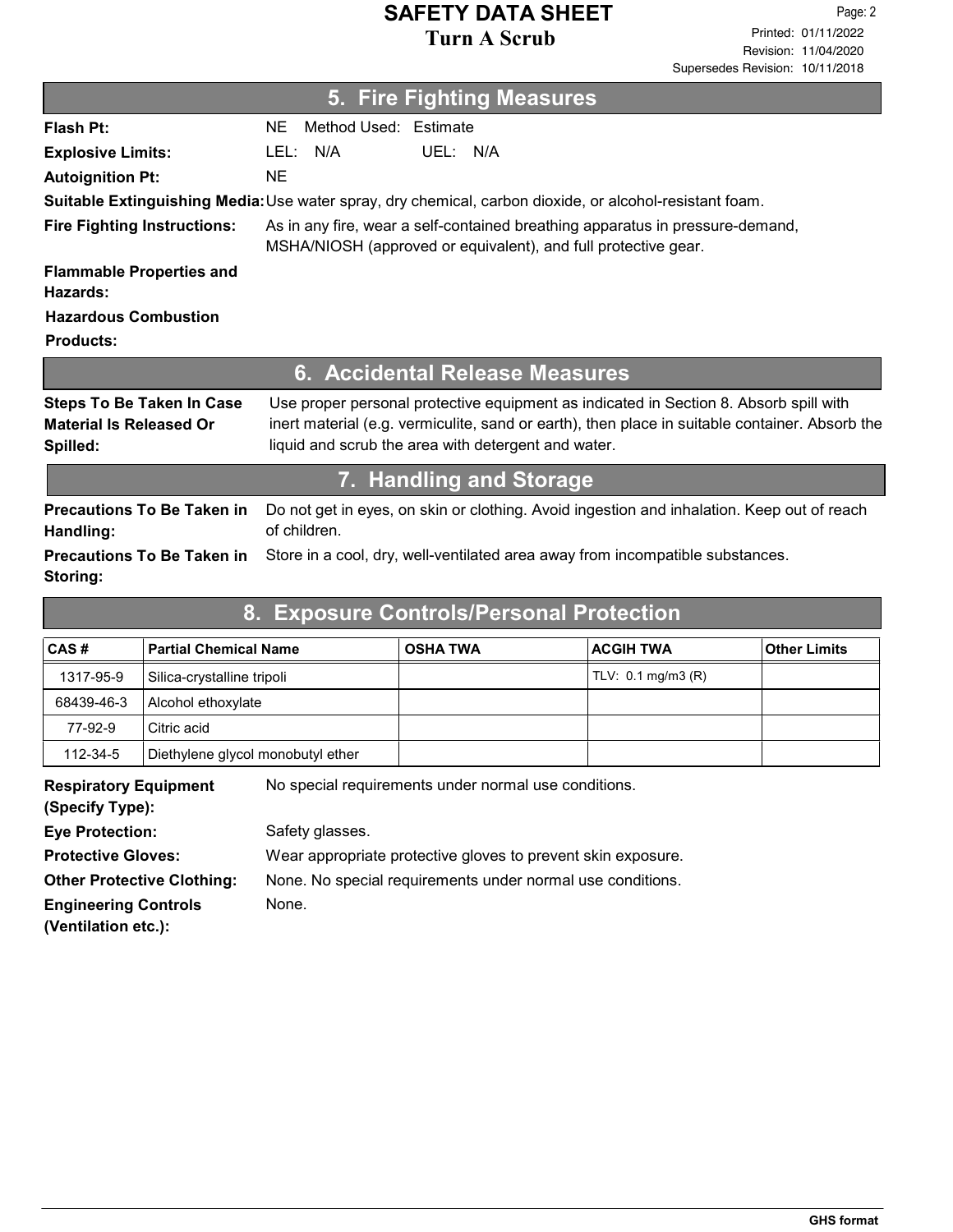## 5. Fire Fighting Measures

**Flash Pt:** NE Method Used: Estimate

**Explosive Limits:** LEL: N/A UEL: N/A

**Autoignition Pt:** NE

**Suitable Extinguishing Media:** Use water spray, dry chemical, carbon dioxide, or alcohol-resistant foam.

**Fire Fighting Instructions:** As in any fire, wear a self-contained breathing apparatus in pressure-demand, MSHA/NIOSH (approved or equivalent), and full protective gear.

**Flammable Properties and Hazards:**

**Hazardous Combustion Products:**

## 6. Accidental Release Measures

**Steps To Be Taken In Case Material Is Released Or Spilled:** Use proper personal protective equipment as indicated in Section 8. Absorb spill with inert material (e.g. vermiculite, sand or earth), then place in suitable container. Absorb the liquid and scrub the area with detergent and water.

## 7. Handling and Storage

**Precautions To Be Taken in Handling:** Do not get in eyes, on skin or clothing. Avoid ingestion and inhalation. Keep out of reach of children.

**Precautions To Be Taken in Storing:** Store in a cool, dry, well-ventilated area away from incompatible substances.

## 8. Exposure Controls/Personal Protection

| CAS # | Partial Chemical Name | OSHA TWA | ACGIH TWA | Other Limits |
|---|---|---|---|---|
| 1317-95-9 | Silica-crystalline tripoli | | TLV: 0.1 mg/m3 (R) | |
| 68439-46-3 | Alcohol ethoxylate | | | |
| 77-92-9 | Citric acid | | | |
| 112-34-5 | Diethylene glycol monobutyl ether | | | |

**Respiratory Equipment (Specify Type):** No special requirements under normal use conditions.

**Eye Protection:** Safety glasses.

**Protective Gloves:** Wear appropriate protective gloves to prevent skin exposure.

**Other Protective Clothing:** None. No special requirements under normal use conditions.

**Engineering Controls (Ventilation etc.):** None.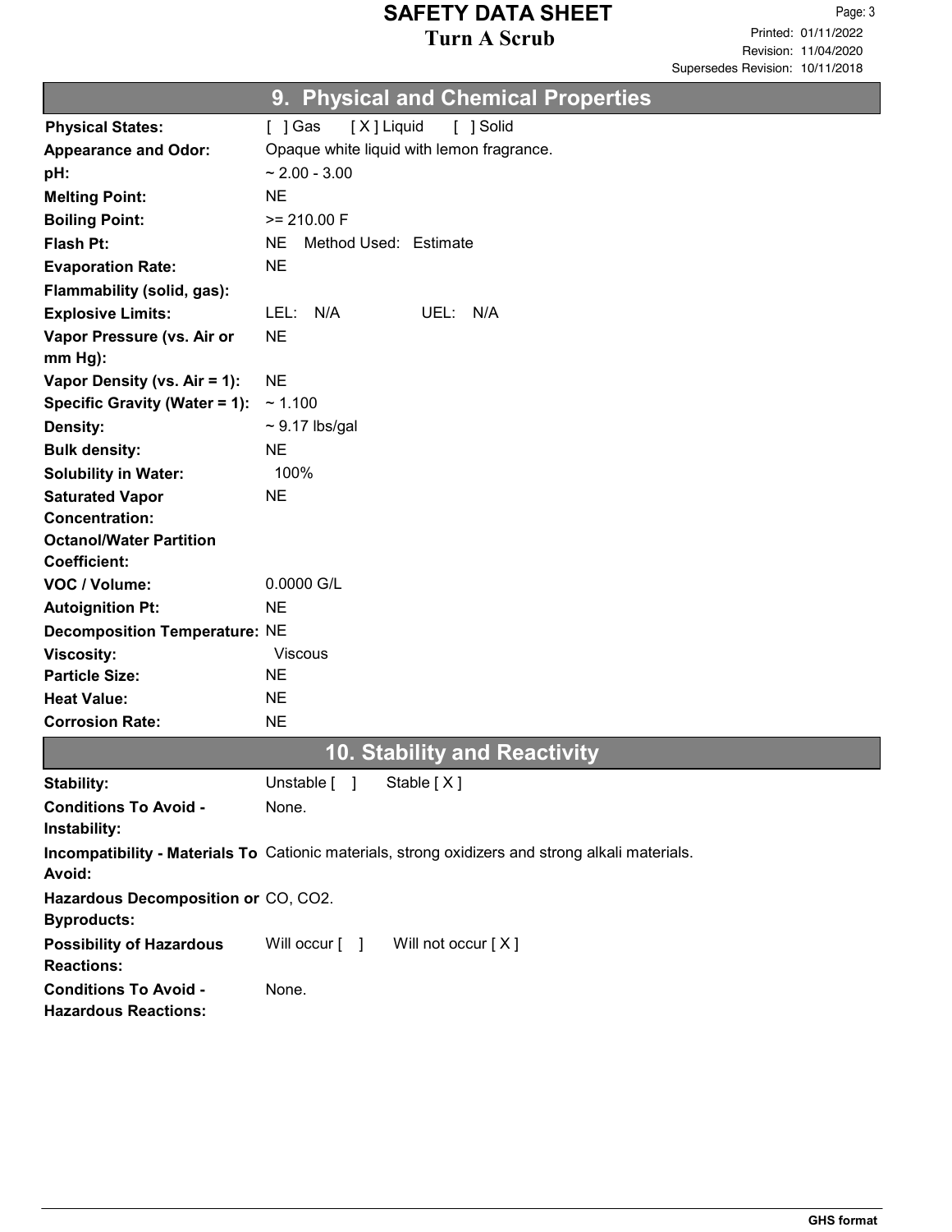## 9. Physical and Chemical Properties

| | |
|---|---|
| **Physical States:** | [ ] Gas [ X ] Liquid [ ] Solid |
| **Appearance and Odor:** | Opaque white liquid with lemon fragrance. |
| **pH:** | ~ 2.00 - 3.00 |
| **Melting Point:** | NE |
| **Boiling Point:** | >= 210.00 F |
| **Flash Pt:** | NE Method Used: Estimate |
| **Evaporation Rate:** | NE |
| **Flammability (solid, gas):** | |
| **Explosive Limits:** | LEL: N/A UEL: N/A |
| **Vapor Pressure (vs. Air or mm Hg):** | NE |
| **Vapor Density (vs. Air = 1):** | NE |
| **Specific Gravity (Water = 1):** | ~ 1.100 |
| **Density:** | ~ 9.17 lbs/gal |
| **Bulk density:** | NE |
| **Solubility in Water:** | 100% |
| **Saturated Vapor Concentration:** | NE |
| **Octanol/Water Partition Coefficient:** | |
| **VOC / Volume:** | 0.0000 G/L |
| **Autoignition Pt:** | NE |
| **Decomposition Temperature:** | NE |
| **Viscosity:** | Viscous |
| **Particle Size:** | NE |
| **Heat Value:** | NE |
| **Corrosion Rate:** | NE |

## 10. Stability and Reactivity

| | |
|---|---|
| **Stability:** | Unstable [ ] Stable [ X ] |
| **Conditions To Avoid - Instability:** | None. |
| **Incompatibility - Materials To Avoid:** | Cationic materials, strong oxidizers and strong alkali materials. |
| **Hazardous Decomposition or Byproducts:** | CO, $CO_2$. |
| **Possibility of Hazardous Reactions:** | Will occur [ ] Will not occur [ X ] |
| **Conditions To Avoid - Hazardous Reactions:** | None. |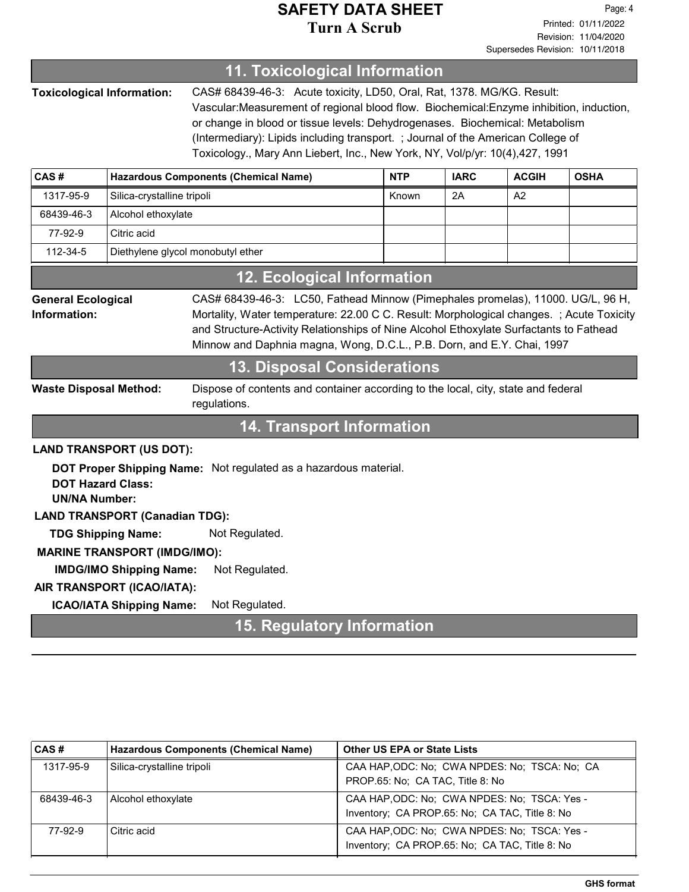## 11. Toxicological Information

**Toxicological Information:** CAS# 68439-46-3: Acute toxicity, LD50, Oral, Rat, 1378. MG/KG. Result: Vascular:Measurement of regional blood flow. Biochemical:Enzyme inhibition, induction, or change in blood or tissue levels: Dehydrogenases. Biochemical: Metabolism (Intermediary): Lipids including transport. ; Journal of the American College of Toxicology., Mary Ann Liebert, Inc., New York, NY, Vol/p/yr: 10(4),427, 1991

| CAS # | Hazardous Components (Chemical Name) | NTP | IARC | ACGIH | OSHA |
|---|---|---|---|---|---|
| 1317-95-9 | Silica-crystalline tripoli | Known | 2A | A2 | |
| 68439-46-3 | Alcohol ethoxylate | | | | |
| 77-92-9 | Citric acid | | | | |
| 112-34-5 | Diethylene glycol monobutyl ether | | | | |

## 12. Ecological Information

**General Ecological Information:** CAS# 68439-46-3: LC50, Fathead Minnow (Pimephales promelas), 11000. UG/L, 96 H, Mortality, Water temperature: 22.00 C C. Result: Morphological changes. ; Acute Toxicity and Structure-Activity Relationships of Nine Alcohol Ethoxylate Surfactants to Fathead Minnow and Daphnia magna, Wong, D.C.L., P.B. Dorn, and E.Y. Chai, 1997

## 13. Disposal Considerations

**Waste Disposal Method:** Dispose of contents and container according to the local, city, state and federal regulations.

## 14. Transport Information

**LAND TRANSPORT (US DOT):**

**DOT Proper Shipping Name:** Not regulated as a hazardous material.
**DOT Hazard Class:**
**UN/NA Number:**

**LAND TRANSPORT (Canadian TDG):**

**TDG Shipping Name:** Not Regulated.

**MARINE TRANSPORT (IMDG/IMO):**

**IMDG/IMO Shipping Name:** Not Regulated.

**AIR TRANSPORT (ICAO/IATA):**

**ICAO/IATA Shipping Name:** Not Regulated.

## 15. Regulatory Information

| CAS # | Hazardous Components (Chemical Name) | Other US EPA or State Lists |
|---|---|---|
| 1317-95-9 | Silica-crystalline tripoli | CAA HAP,ODC: No; CWA NPDES: No; TSCA: No; CA PROP.65: No; CA TAC, Title 8: No |
| 68439-46-3 | Alcohol ethoxylate | CAA HAP,ODC: No; CWA NPDES: No; TSCA: Yes - Inventory; CA PROP.65: No; CA TAC, Title 8: No |
| 77-92-9 | Citric acid | CAA HAP,ODC: No; CWA NPDES: No; TSCA: Yes - Inventory; CA PROP.65: No; CA TAC, Title 8: No |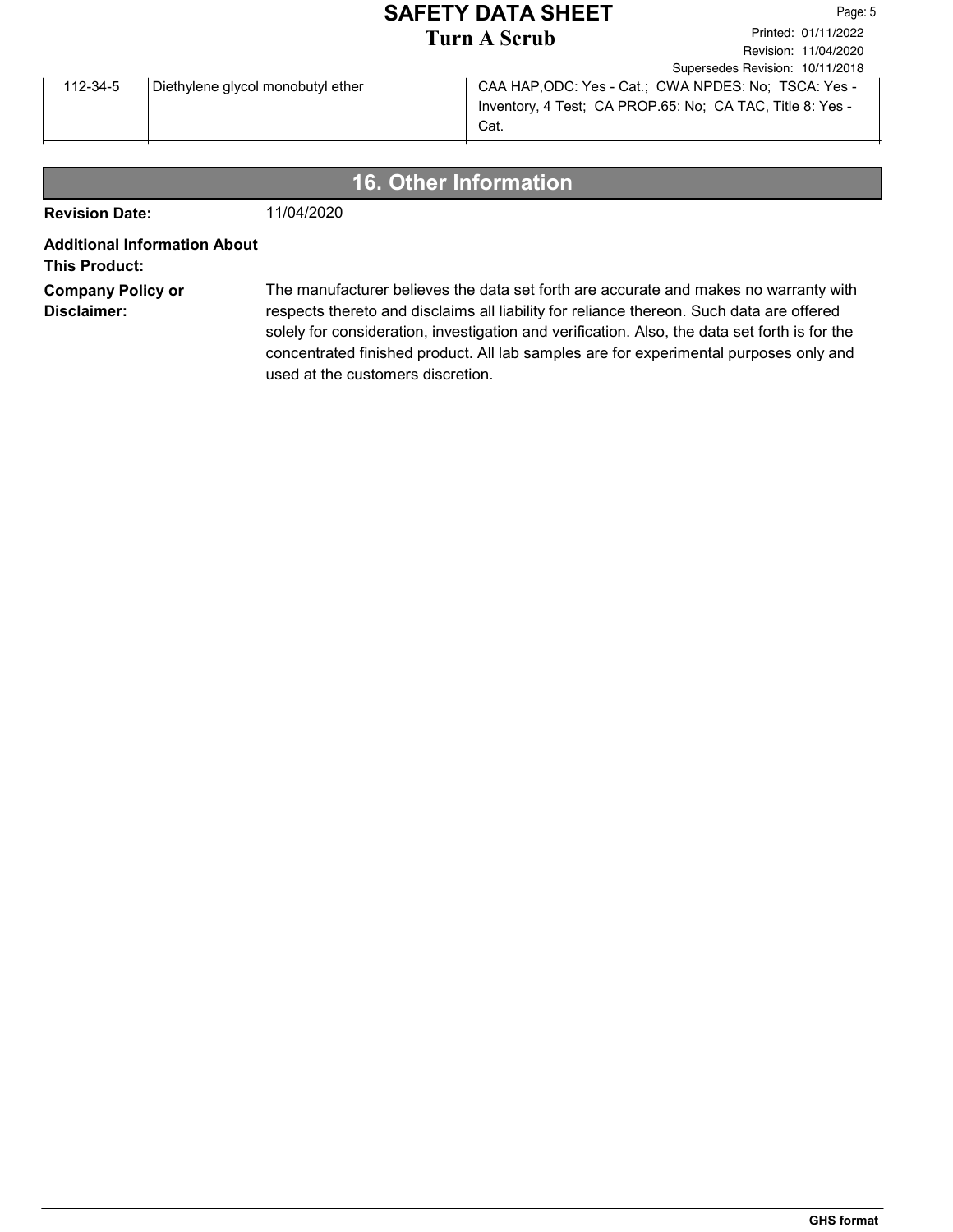| | | |
|---|---|---|
| 112-34-5 | Diethylene glycol monobutyl ether | CAA HAP,ODC: Yes - Cat.; CWA NPDES: No; TSCA: Yes - Inventory, 4 Test; CA PROP.65: No; CA TAC, Title 8: Yes - Cat. |

## 16. Other Information

**Revision Date:** 11/04/2020

**Additional Information About This Product:**

**Company Policy or Disclaimer:** The manufacturer believes the data set forth are accurate and makes no warranty with respects thereto and disclaims all liability for reliance thereon. Such data are offered solely for consideration, investigation and verification. Also, the data set forth is for the concentrated finished product. All lab samples are for experimental purposes only and used at the customers discretion.